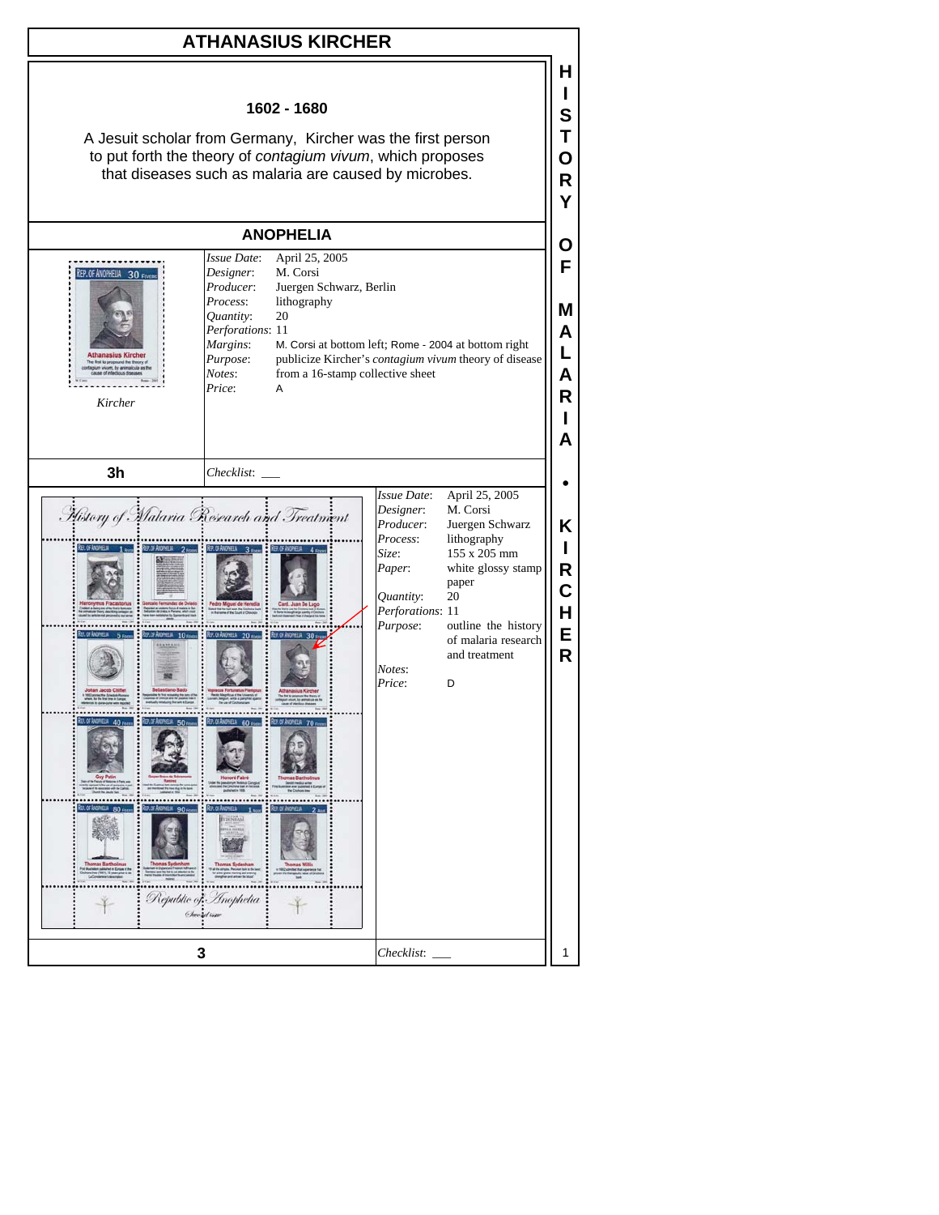# ATHANASIUS KIRCHER

**1602 - 1680**

A Jesuit scholar from Germany, Kircher was the first person to put forth the theory of *contagium vivum*, which proposes that diseases such as malaria are caused by microbes.

## ANOPHELIA

*Kircher*

| | |
|---|---|
| *Issue Date*: | April 25, 2005 |
| *Designer*: | M. Corsi |
| *Producer*: | Juergen Schwarz, Berlin |
| *Process*: | lithography |
| *Quantity*: | 20 |
| *Perforations*: | 11 |
| *Margins*: | M. Corsi at bottom left; Rome - 2004 at bottom right |
| *Purpose*: | publicize Kircher's *contagium vivum* theory of disease |
| *Notes*: | from a 16-stamp collective sheet |
| *Price*: | A |

**3h** — *Checklist*: ___

| | |
|---|---|
| *Issue Date*: | April 25, 2005 |
| *Designer*: | M. Corsi |
| *Producer*: | Juergen Schwarz |
| *Process*: | lithography |
| *Size*: | 155 x 205 mm |
| *Paper*: | white glossy stamp paper |
| *Quantity*: | 20 |
| *Perforations*: | 11 |
| *Purpose*: | outline the history of malaria research and treatment |
| *Notes*: | |
| *Price*: | D |

**3** — *Checklist*: ___

HISTORY OF MALARIA • KIRCHER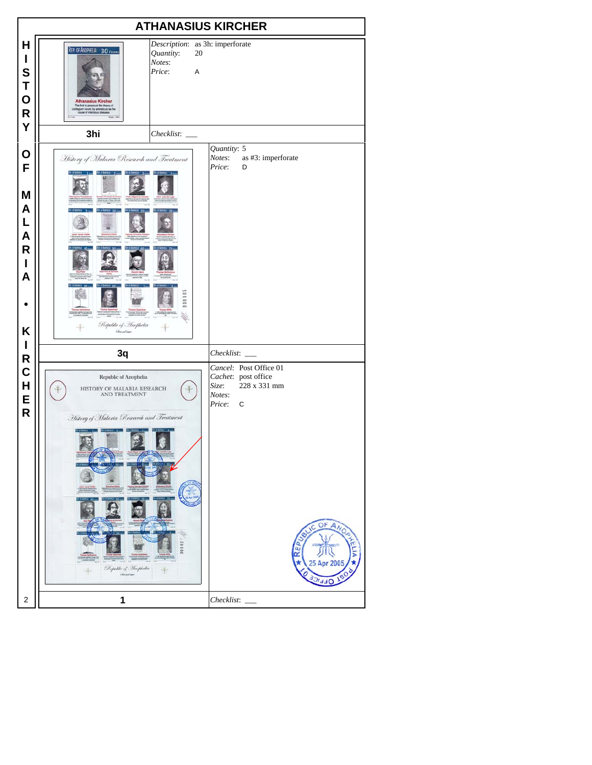# ATHANASIUS KIRCHER

HISTORY OF MALARIA • KIRCHER

| | |
|---|---|
| *Description*: as 3h: imperforate<br>*Quantity*: 20<br>*Notes*:<br>*Price*: A | |
| **3hi** | *Checklist*: ___ |

| | |
|---|---|
| | *Quantity*: 5<br>*Notes*: as #3: imperforate<br>*Price*: D |
| **3q** | *Checklist*: ___ |

| | |
|---|---|
| | *Cancel*: Post Office 01<br>*Cachet*: post office<br>*Size*: 228 x 331 mm<br>*Notes*:<br>*Price*: C |
| **1** | *Checklist*: ___ |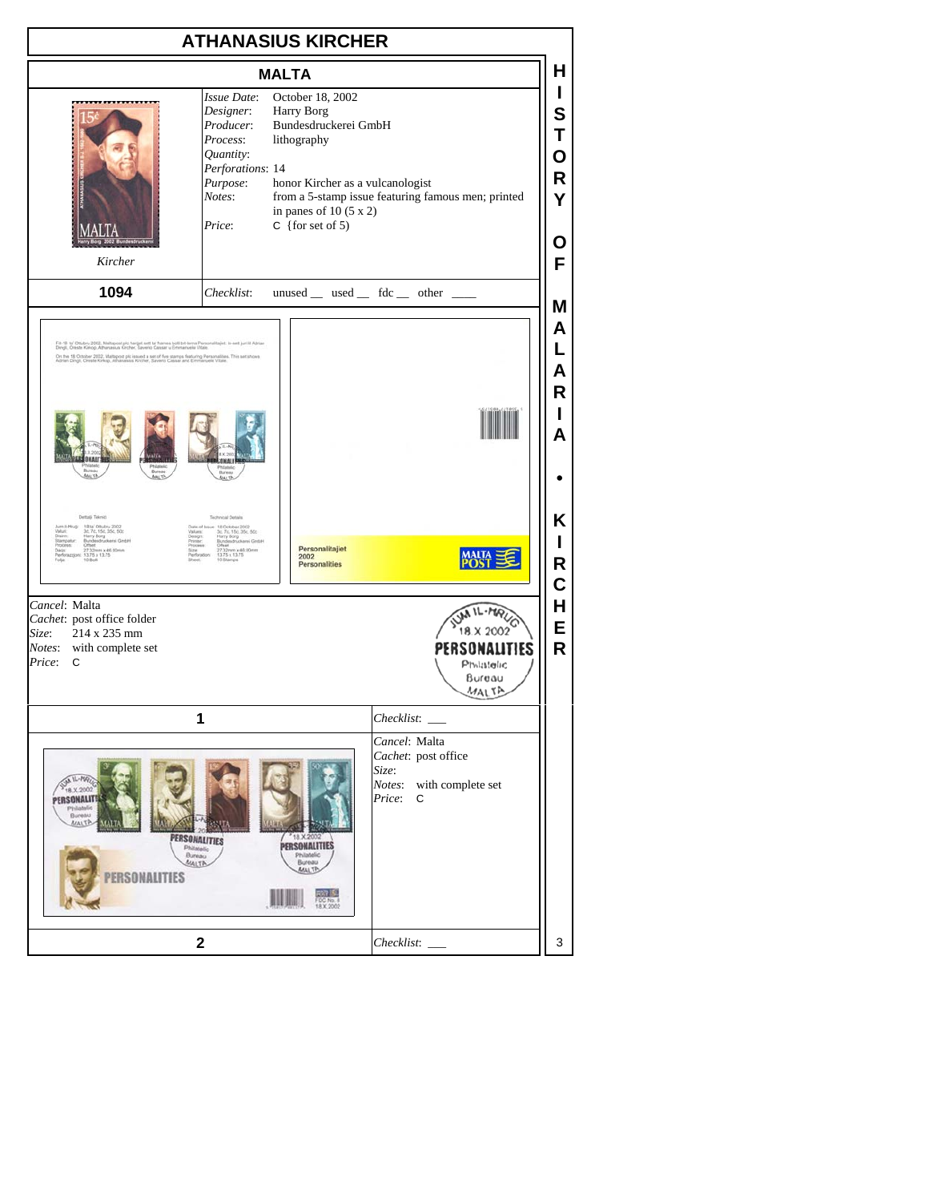# ATHANASIUS KIRCHER

## MALTA

Kircher

| | |
|---|---|
| *Issue Date*: | October 18, 2002 |
| *Designer*: | Harry Borg |
| *Producer*: | Bundesdruckerei GmbH |
| *Process*: | lithography |
| *Quantity*: | |
| *Perforations*: | 14 |
| *Purpose*: | honor Kircher as a vulcanologist |
| *Notes*: | from a 5-stamp issue featuring famous men; printed in panes of 10 (5 x 2) |
| *Price*: | C {for set of 5} |

**1094** — *Checklist*: unused __ used __ fdc __ other ____

*Cancel*: Malta
*Cachet*: post office folder
*Size*: 214 x 235 mm
*Notes*: with complete set
*Price*: C

**1** — *Checklist*: ___

*Cancel*: Malta
*Cachet*: post office
*Size*:
*Notes*: with complete set
*Price*: C

**2** — *Checklist*: ___

HISTORY OF MALARIA • KIRCHER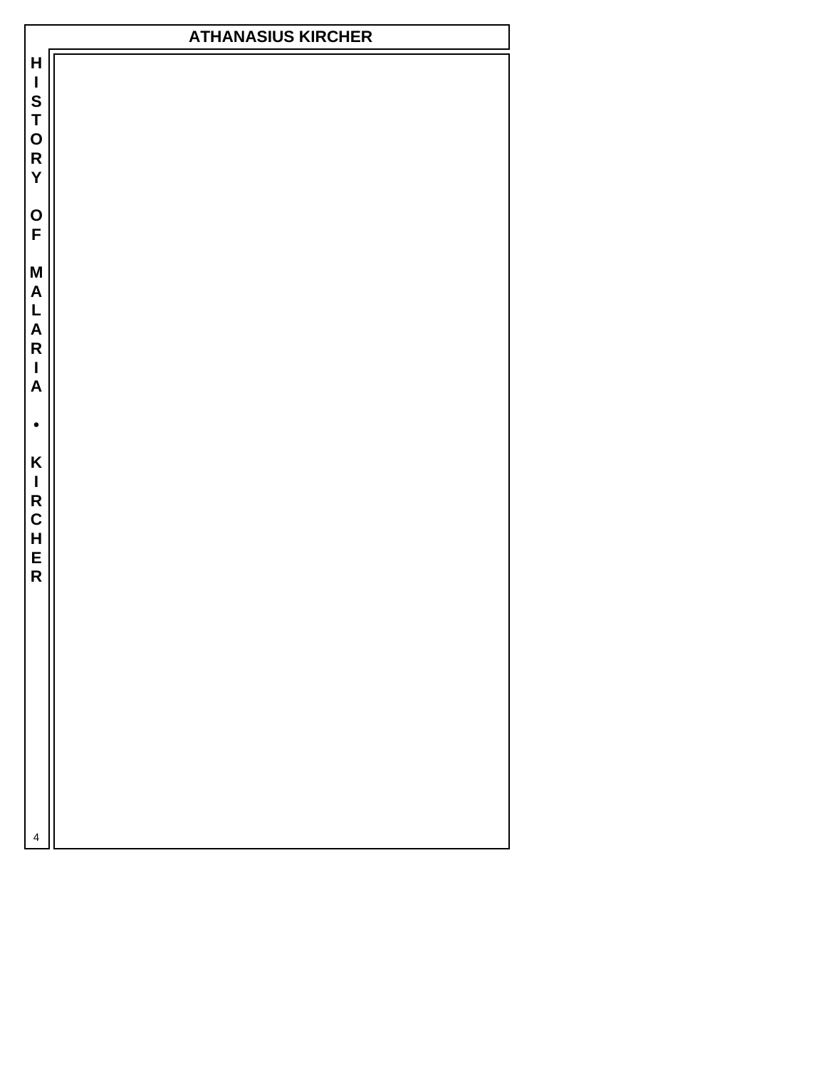# ATHANASIUS KIRCHER